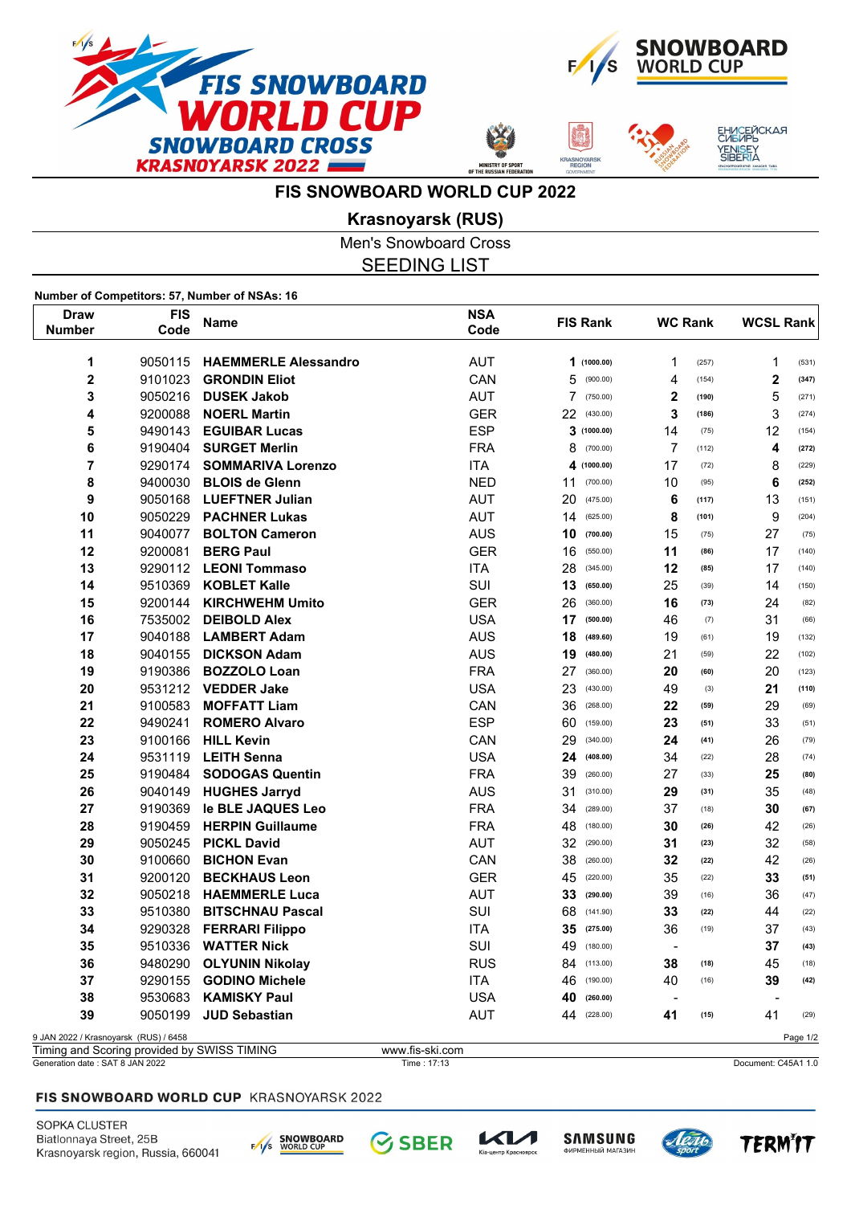# FIS SNOWBOARD WORLD CUP 2022

## Krasnoyarsk (RUS)

### Men's Snowboard Cross

### SEEDING LIST

**Number of Competitors: 57, Number of NSAs: 16**

| Draw Number | FIS Code | Name | NSA Code | FIS Rank | | WC Rank | | WCSL Rank | |
|---|---|---|---|---|---|---|---|---|---|
| 1 | 9050115 | **HAEMMERLE Alessandro** | AUT | **1** | **(1000.00)** | 1 | (257) | 1 | (531) |
| 2 | 9101023 | **GRONDIN Eliot** | CAN | 5 | (900.00) | 4 | (154) | **2** | **(347)** |
| 3 | 9050216 | **DUSEK Jakob** | AUT | 7 | (750.00) | **2** | **(190)** | 5 | (271) |
| 4 | 9200088 | **NOERL Martin** | GER | 22 | (430.00) | **3** | **(186)** | 3 | (274) |
| 5 | 9490143 | **EGUIBAR Lucas** | ESP | **3** | **(1000.00)** | 14 | (75) | 12 | (154) |
| 6 | 9190404 | **SURGET Merlin** | FRA | 8 | (700.00) | 7 | (112) | **4** | **(272)** |
| 7 | 9290174 | **SOMMARIVA Lorenzo** | ITA | **4** | **(1000.00)** | 17 | (72) | 8 | (229) |
| 8 | 9400030 | **BLOIS de Glenn** | NED | 11 | (700.00) | 10 | (95) | **6** | **(252)** |
| 9 | 9050168 | **LUEFTNER Julian** | AUT | 20 | (475.00) | **6** | **(117)** | 13 | (151) |
| 10 | 9050229 | **PACHNER Lukas** | AUT | 14 | (625.00) | **8** | **(101)** | 9 | (204) |
| 11 | 9040077 | **BOLTON Cameron** | AUS | **10** | **(700.00)** | 15 | (75) | 27 | (75) |
| 12 | 9200081 | **BERG Paul** | GER | 16 | (550.00) | **11** | **(86)** | 17 | (140) |
| 13 | 9290112 | **LEONI Tommaso** | ITA | 28 | (345.00) | **12** | **(85)** | 17 | (140) |
| 14 | 9510369 | **KOBLET Kalle** | SUI | **13** | **(650.00)** | 25 | (39) | 14 | (150) |
| 15 | 9200144 | **KIRCHWEHM Umito** | GER | 26 | (360.00) | **16** | **(73)** | 24 | (82) |
| 16 | 7535002 | **DEIBOLD Alex** | USA | **17** | **(500.00)** | 46 | (7) | 31 | (66) |
| 17 | 9040188 | **LAMBERT Adam** | AUS | **18** | **(489.60)** | 19 | (61) | 19 | (132) |
| 18 | 9040155 | **DICKSON Adam** | AUS | **19** | **(480.00)** | 21 | (59) | 22 | (102) |
| 19 | 9190386 | **BOZZOLO Loan** | FRA | 27 | (360.00) | **20** | **(60)** | 20 | (123) |
| 20 | 9531212 | **VEDDER Jake** | USA | 23 | (430.00) | 49 | (3) | **21** | **(110)** |
| 21 | 9100583 | **MOFFATT Liam** | CAN | 36 | (268.00) | **22** | **(59)** | 29 | (69) |
| 22 | 9490241 | **ROMERO Alvaro** | ESP | 60 | (159.00) | **23** | **(51)** | 33 | (51) |
| 23 | 9100166 | **HILL Kevin** | CAN | 29 | (340.00) | **24** | **(41)** | 26 | (79) |
| 24 | 9531119 | **LEITH Senna** | USA | **24** | **(408.00)** | 34 | (22) | 28 | (74) |
| 25 | 9190484 | **SODOGAS Quentin** | FRA | 39 | (260.00) | 27 | (33) | **25** | **(80)** |
| 26 | 9040149 | **HUGHES Jarryd** | AUS | 31 | (310.00) | **29** | **(31)** | 35 | (48) |
| 27 | 9190369 | **le BLE JAQUES Leo** | FRA | 34 | (289.00) | 37 | (18) | **30** | **(67)** |
| 28 | 9190459 | **HERPIN Guillaume** | FRA | 48 | (180.00) | **30** | **(26)** | 42 | (26) |
| 29 | 9050245 | **PICKL David** | AUT | 32 | (290.00) | **31** | **(23)** | 32 | (58) |
| 30 | 9100660 | **BICHON Evan** | CAN | 38 | (260.00) | **32** | **(22)** | 42 | (26) |
| 31 | 9200120 | **BECKHAUS Leon** | GER | 45 | (220.00) | 35 | (22) | **33** | **(51)** |
| 32 | 9050218 | **HAEMMERLE Luca** | AUT | **33** | **(290.00)** | 39 | (16) | 36 | (47) |
| 33 | 9510380 | **BITSCHNAU Pascal** | SUI | 68 | (141.90) | **33** | **(22)** | 44 | (22) |
| 34 | 9290328 | **FERRARI Filippo** | ITA | **35** | **(275.00)** | 36 | (19) | 37 | (43) |
| 35 | 9510336 | **WATTER Nick** | SUI | 49 | (180.00) | - | | **37** | **(43)** |
| 36 | 9480290 | **OLYUNIN Nikolay** | RUS | 84 | (113.00) | **38** | **(18)** | 45 | (18) |
| 37 | 9290155 | **GODINO Michele** | ITA | 46 | (190.00) | 40 | (16) | **39** | **(42)** |
| 38 | 9530683 | **KAMISKY Paul** | USA | **40** | **(260.00)** | - | | - | |
| 39 | 9050199 | **JUD Sebastian** | AUT | 44 | (228.00) | **41** | **(15)** | 41 | (29) |

9 JAN 2022 / Krasnoyarsk (RUS) / 6458

Timing and Scoring provided by SWISS TIMING www.fis-ski.com

Generation date : SAT 8 JAN 2022 Time : 17:13 Document: C45A1 1.0

FIS SNOWBOARD WORLD CUP KRASNOYARSK 2022

SOPKA CLUSTER
Biatlonnaya Street, 25B
Krasnoyarsk region, Russia, 660041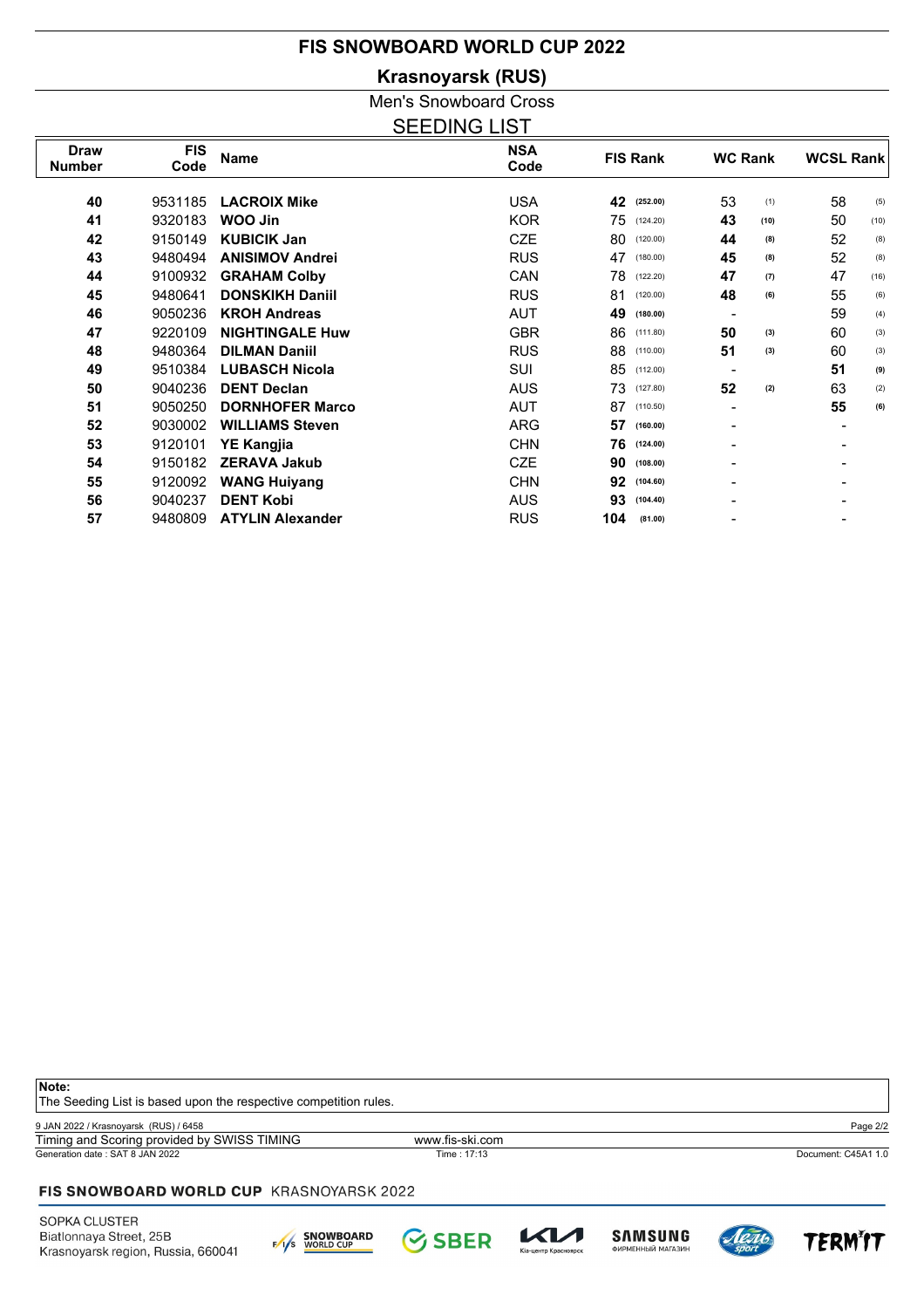# FIS SNOWBOARD WORLD CUP 2022

## Krasnoyarsk (RUS)

### Men's Snowboard Cross

### SEEDING LIST

| Draw Number | FIS Code | Name | NSA Code | FIS Rank | | WC Rank | | WCSL Rank | |
|---|---|---|---|---|---|---|---|---|---|
| 40 | 9531185 | **LACROIX Mike** | USA | **42** | **(252.00)** | 53 | (1) | 58 | (5) |
| 41 | 9320183 | **WOO Jin** | KOR | 75 | (124.20) | **43** | **(10)** | 50 | (10) |
| 42 | 9150149 | **KUBICIK Jan** | CZE | 80 | (120.00) | **44** | **(8)** | 52 | (8) |
| 43 | 9480494 | **ANISIMOV Andrei** | RUS | 47 | (180.00) | **45** | **(8)** | 52 | (8) |
| 44 | 9100932 | **GRAHAM Colby** | CAN | 78 | (122.20) | **47** | **(7)** | 47 | (16) |
| 45 | 9480641 | **DONSKIKH Daniil** | RUS | 81 | (120.00) | **48** | **(6)** | 55 | (6) |
| 46 | 9050236 | **KROH Andreas** | AUT | **49** | **(180.00)** | - | | 59 | (4) |
| 47 | 9220109 | **NIGHTINGALE Huw** | GBR | 86 | (111.80) | **50** | **(3)** | 60 | (3) |
| 48 | 9480364 | **DILMAN Daniil** | RUS | 88 | (110.00) | **51** | **(3)** | 60 | (3) |
| 49 | 9510384 | **LUBASCH Nicola** | SUI | 85 | (112.00) | - | | **51** | **(9)** |
| 50 | 9040236 | **DENT Declan** | AUS | 73 | (127.80) | **52** | **(2)** | 63 | (2) |
| 51 | 9050250 | **DORNHOFER Marco** | AUT | 87 | (110.50) | - | | **55** | **(6)** |
| 52 | 9030002 | **WILLIAMS Steven** | ARG | **57** | **(160.00)** | - | | - | |
| 53 | 9120101 | **YE Kangjia** | CHN | **76** | **(124.00)** | - | | - | |
| 54 | 9150182 | **ZERAVA Jakub** | CZE | **90** | **(108.00)** | - | | - | |
| 55 | 9120092 | **WANG Huiyang** | CHN | **92** | **(104.60)** | - | | - | |
| 56 | 9040237 | **DENT Kobi** | AUS | **93** | **(104.40)** | - | | - | |
| 57 | 9480809 | **ATYLIN Alexander** | RUS | **104** | **(81.00)** | - | | - | |

**Note:**
The Seeding List is based upon the respective competition rules.

9 JAN 2022 / Krasnoyarsk (RUS) / 6458
Timing and Scoring provided by SWISS TIMING — www.fis-ski.com
Generation date : SAT 8 JAN 2022 — Time : 17:13 — Document: C45A1 1.0

**FIS SNOWBOARD WORLD CUP** KRASNOYARSK 2022

SOPKA CLUSTER
Biatlonnaya Street, 25B
Krasnoyarsk region, Russia, 660041